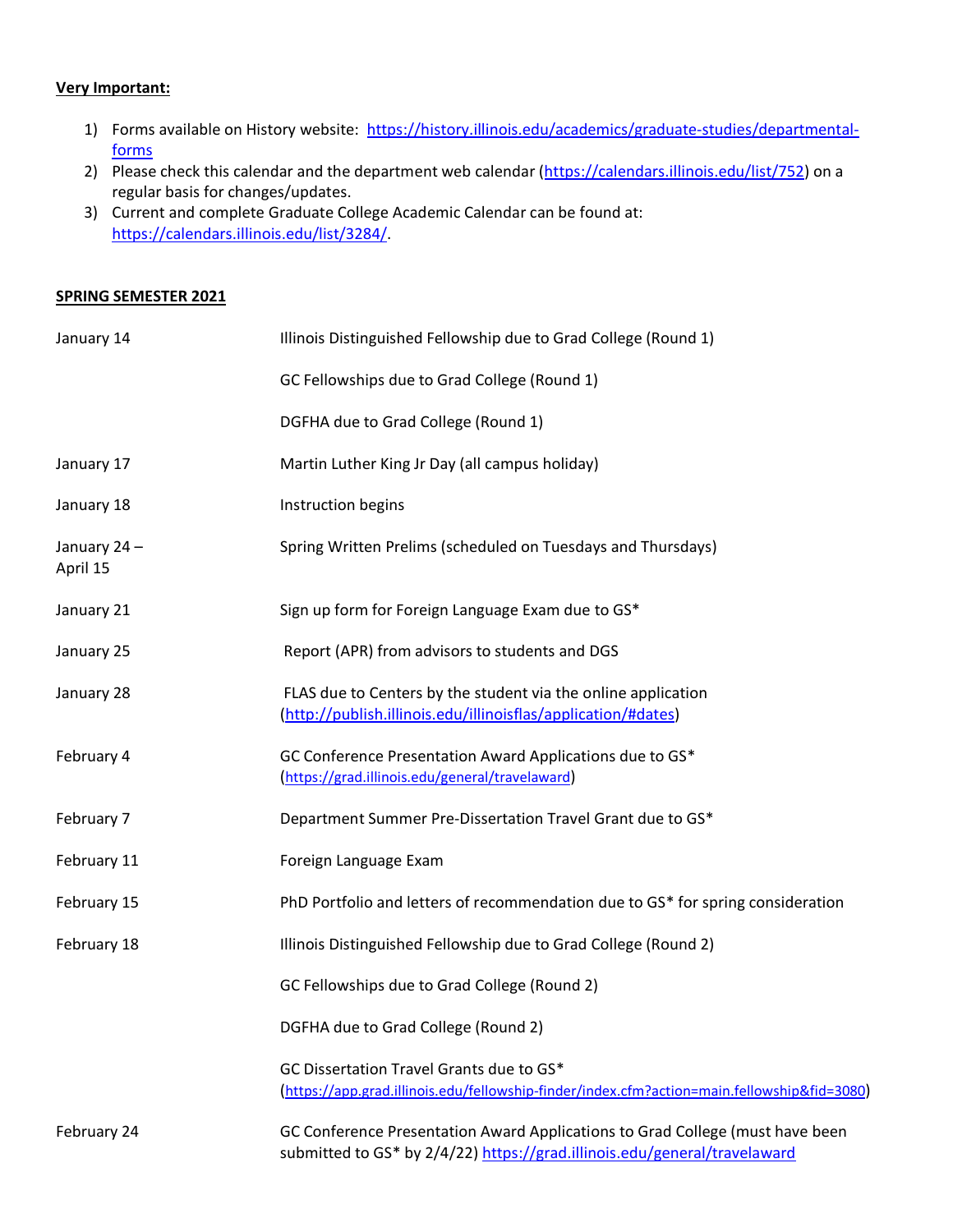**Very Important:**

1) Forms available on History website: [https://history.illinois.edu/academics/graduate-studies/departmental-forms](https://history.illinois.edu/academics/graduate-studies/departmental-forms)
2) Please check this calendar and the department web calendar ([https://calendars.illinois.edu/list/752](https://calendars.illinois.edu/list/752)) on a regular basis for changes/updates.
3) Current and complete Graduate College Academic Calendar can be found at: [https://calendars.illinois.edu/list/3284/](https://calendars.illinois.edu/list/3284/).

**SPRING SEMESTER 2021**

| | |
|---|---|
| January 14 | Illinois Distinguished Fellowship due to Grad College (Round 1) |
| | GC Fellowships due to Grad College (Round 1) |
| | DGFHA due to Grad College (Round 1) |
| January 17 | Martin Luther King Jr Day (all campus holiday) |
| January 18 | Instruction begins |
| January 24 – April 15 | Spring Written Prelims (scheduled on Tuesdays and Thursdays) |
| January 21 | Sign up form for Foreign Language Exam due to GS* |
| January 25 | Report (APR) from advisors to students and DGS |
| January 28 | FLAS due to Centers by the student via the online application ([http://publish.illinois.edu/illinoisflas/application/#dates](http://publish.illinois.edu/illinoisflas/application/#dates)) |
| February 4 | GC Conference Presentation Award Applications due to GS* ([https://grad.illinois.edu/general/travelaward](https://grad.illinois.edu/general/travelaward)) |
| February 7 | Department Summer Pre-Dissertation Travel Grant due to GS* |
| February 11 | Foreign Language Exam |
| February 15 | PhD Portfolio and letters of recommendation due to GS* for spring consideration |
| February 18 | Illinois Distinguished Fellowship due to Grad College (Round 2) |
| | GC Fellowships due to Grad College (Round 2) |
| | DGFHA due to Grad College (Round 2) |
| | GC Dissertation Travel Grants due to GS* ([https://app.grad.illinois.edu/fellowship-finder/index.cfm?action=main.fellowship&fid=3080](https://app.grad.illinois.edu/fellowship-finder/index.cfm?action=main.fellowship&fid=3080)) |
| February 24 | GC Conference Presentation Award Applications to Grad College (must have been submitted to GS* by 2/4/22) [https://grad.illinois.edu/general/travelaward](https://grad.illinois.edu/general/travelaward) |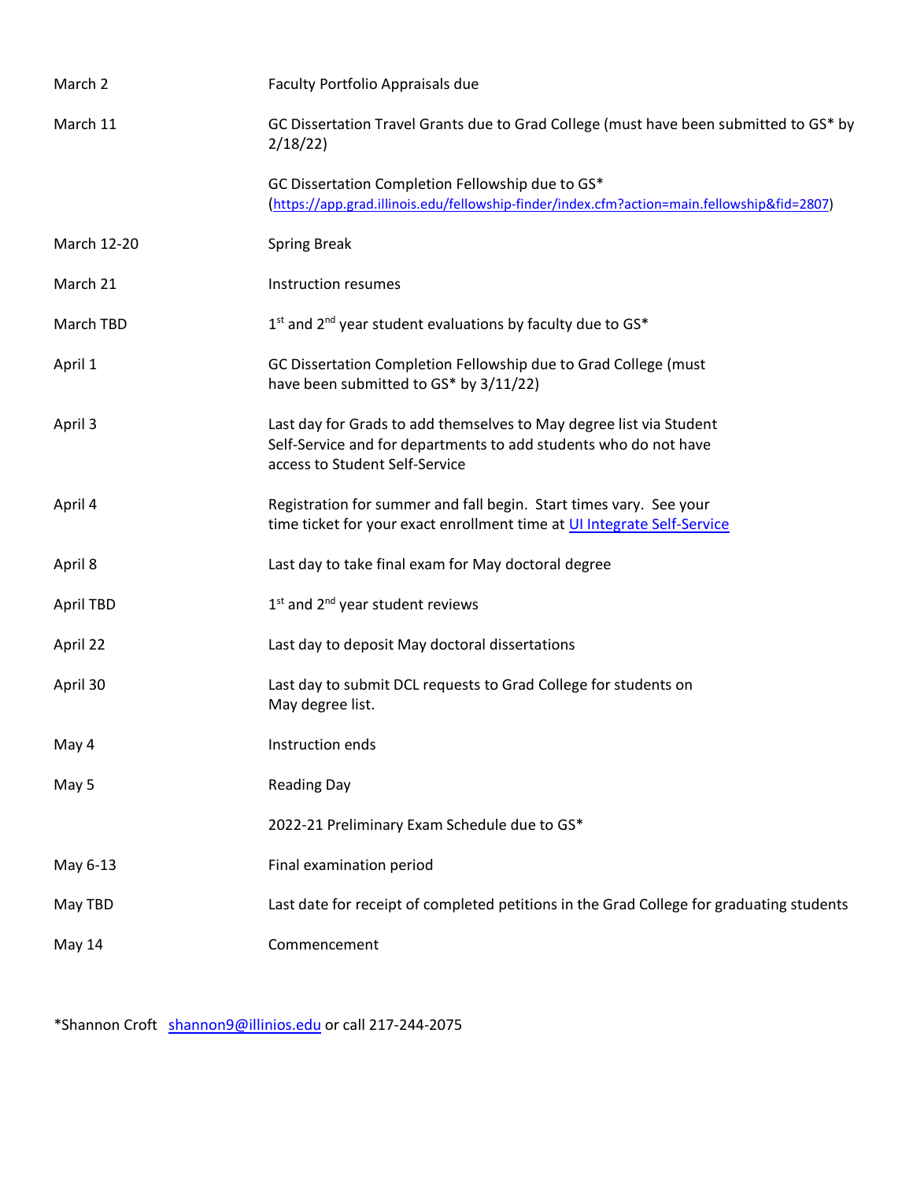| | |
|---|---|
| March 2 | Faculty Portfolio Appraisals due |
| March 11 | GC Dissertation Travel Grants due to Grad College (must have been submitted to GS* by 2/18/22) |
| | GC Dissertation Completion Fellowship due to GS* (https://app.grad.illinois.edu/fellowship-finder/index.cfm?action=main.fellowship&fid=2807) |
| March 12-20 | Spring Break |
| March 21 | Instruction resumes |
| March TBD | 1st and 2nd year student evaluations by faculty due to GS* |
| April 1 | GC Dissertation Completion Fellowship due to Grad College (must have been submitted to GS* by 3/11/22) |
| April 3 | Last day for Grads to add themselves to May degree list via Student Self-Service and for departments to add students who do not have access to Student Self-Service |
| April 4 | Registration for summer and fall begin. Start times vary. See your time ticket for your exact enrollment time at UI Integrate Self-Service |
| April 8 | Last day to take final exam for May doctoral degree |
| April TBD | 1st and 2nd year student reviews |
| April 22 | Last day to deposit May doctoral dissertations |
| April 30 | Last day to submit DCL requests to Grad College for students on May degree list. |
| May 4 | Instruction ends |
| May 5 | Reading Day |
| | 2022-21 Preliminary Exam Schedule due to GS* |
| May 6-13 | Final examination period |
| May TBD | Last date for receipt of completed petitions in the Grad College for graduating students |
| May 14 | Commencement |

*Shannon Croft shannon9@illinios.edu or call 217-244-2075